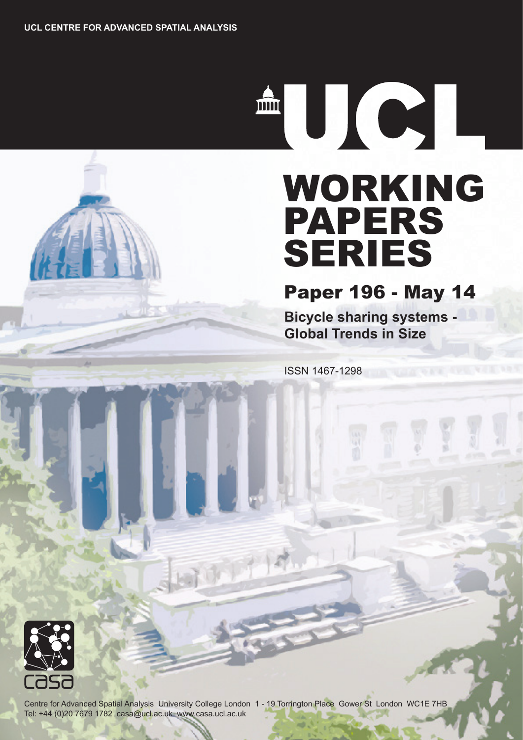UCL CENTRE FOR ADVANCED SPATIAL ANALYSIS

UCL

# WORKING PAPERS SERIES

## Paper 196 - May 14

**Bicycle sharing systems - Global Trends in Size**

ISSN 1467-1298

casa

Centre for Advanced Spatial Analysis University College London 1 - 19 Torrington Place Gower St London WC1E 7HB
Tel: +44 (0)20 7679 1782 casa@ucl.ac.uk www.casa.ucl.ac.uk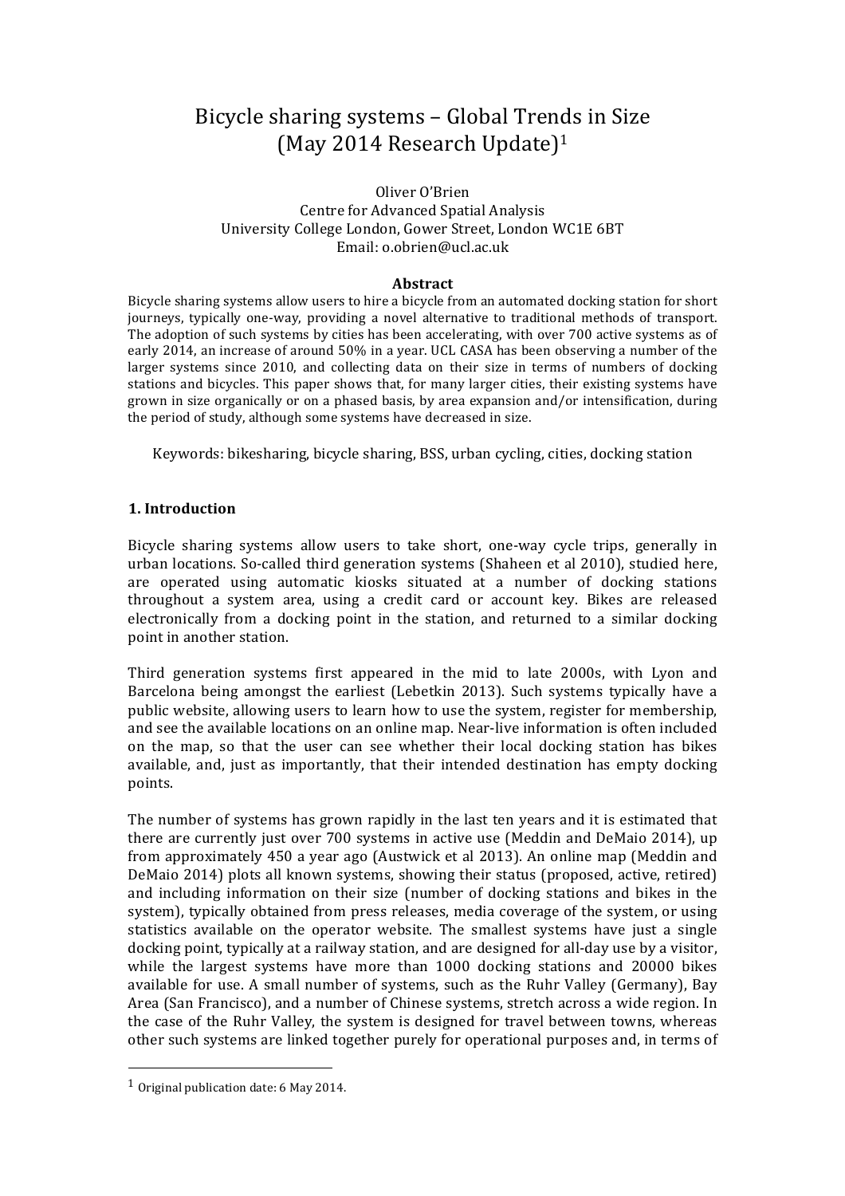# Bicycle sharing systems – Global Trends in Size (May 2014 Research Update)[1]

Oliver O'Brien
Centre for Advanced Spatial Analysis
University College London, Gower Street, London WC1E 6BT
Email: o.obrien@ucl.ac.uk

**Abstract**

Bicycle sharing systems allow users to hire a bicycle from an automated docking station for short journeys, typically one-way, providing a novel alternative to traditional methods of transport. The adoption of such systems by cities has been accelerating, with over 700 active systems as of early 2014, an increase of around 50% in a year. UCL CASA has been observing a number of the larger systems since 2010, and collecting data on their size in terms of numbers of docking stations and bicycles. This paper shows that, for many larger cities, their existing systems have grown in size organically or on a phased basis, by area expansion and/or intensification, during the period of study, although some systems have decreased in size.

Keywords: bikesharing, bicycle sharing, BSS, urban cycling, cities, docking station

## 1. Introduction

Bicycle sharing systems allow users to take short, one-way cycle trips, generally in urban locations. So-called third generation systems (Shaheen et al 2010), studied here, are operated using automatic kiosks situated at a number of docking stations throughout a system area, using a credit card or account key. Bikes are released electronically from a docking point in the station, and returned to a similar docking point in another station.

Third generation systems first appeared in the mid to late 2000s, with Lyon and Barcelona being amongst the earliest (Lebetkin 2013). Such systems typically have a public website, allowing users to learn how to use the system, register for membership, and see the available locations on an online map. Near-live information is often included on the map, so that the user can see whether their local docking station has bikes available, and, just as importantly, that their intended destination has empty docking points.

The number of systems has grown rapidly in the last ten years and it is estimated that there are currently just over 700 systems in active use (Meddin and DeMaio 2014), up from approximately 450 a year ago (Austwick et al 2013). An online map (Meddin and DeMaio 2014) plots all known systems, showing their status (proposed, active, retired) and including information on their size (number of docking stations and bikes in the system), typically obtained from press releases, media coverage of the system, or using statistics available on the operator website. The smallest systems have just a single docking point, typically at a railway station, and are designed for all-day use by a visitor, while the largest systems have more than 1000 docking stations and 20000 bikes available for use. A small number of systems, such as the Ruhr Valley (Germany), Bay Area (San Francisco), and a number of Chinese systems, stretch across a wide region. In the case of the Ruhr Valley, the system is designed for travel between towns, whereas other such systems are linked together purely for operational purposes and, in terms of

[1] Original publication date: 6 May 2014.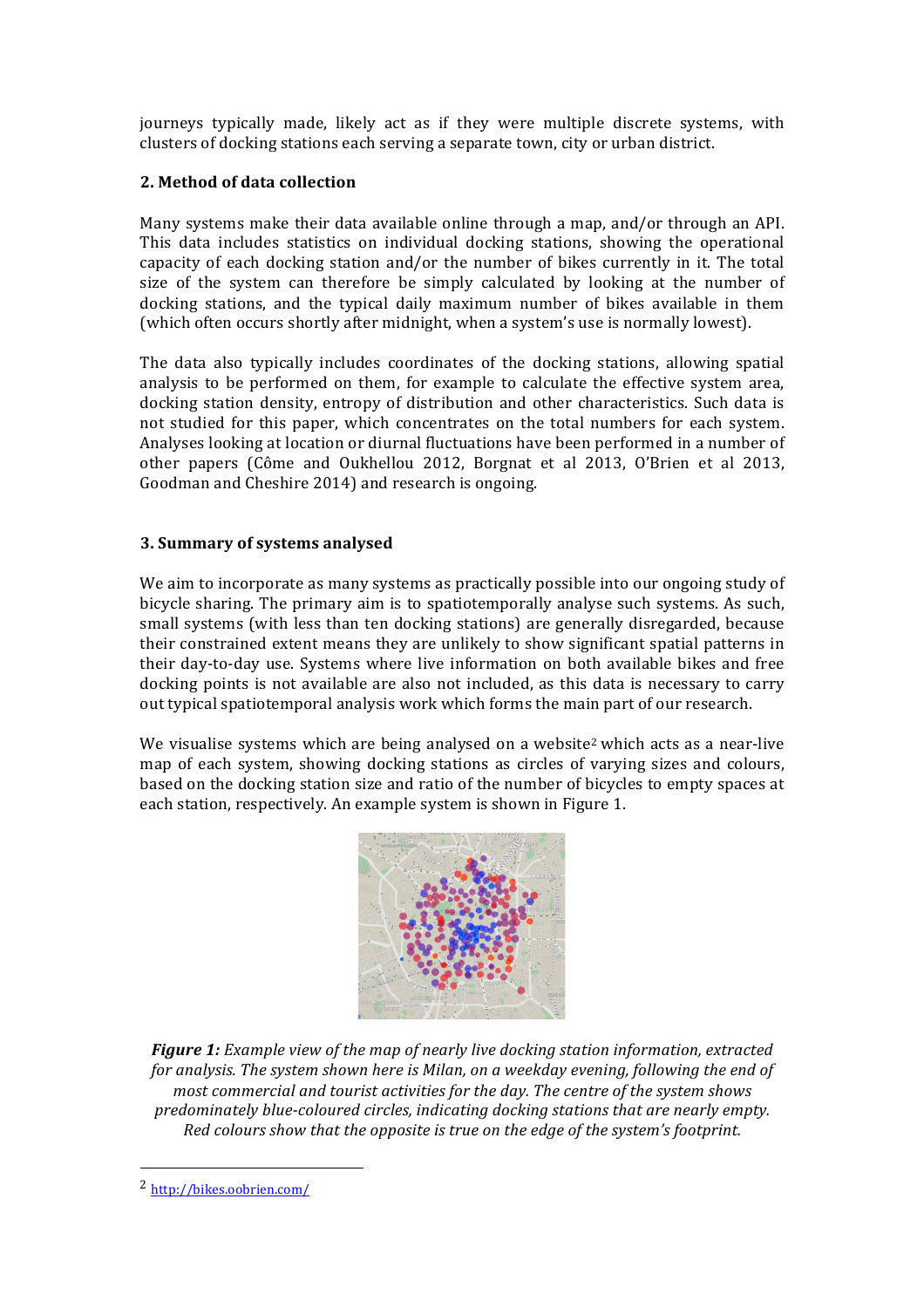journeys typically made, likely act as if they were multiple discrete systems, with clusters of docking stations each serving a separate town, city or urban district.

## 2. Method of data collection

Many systems make their data available online through a map, and/or through an API. This data includes statistics on individual docking stations, showing the operational capacity of each docking station and/or the number of bikes currently in it. The total size of the system can therefore be simply calculated by looking at the number of docking stations, and the typical daily maximum number of bikes available in them (which often occurs shortly after midnight, when a system's use is normally lowest).

The data also typically includes coordinates of the docking stations, allowing spatial analysis to be performed on them, for example to calculate the effective system area, docking station density, entropy of distribution and other characteristics. Such data is not studied for this paper, which concentrates on the total numbers for each system. Analyses looking at location or diurnal fluctuations have been performed in a number of other papers (Côme and Oukhellou 2012, Borgnat et al 2013, O'Brien et al 2013, Goodman and Cheshire 2014) and research is ongoing.

## 3. Summary of systems analysed

We aim to incorporate as many systems as practically possible into our ongoing study of bicycle sharing. The primary aim is to spatiotemporally analyse such systems. As such, small systems (with less than ten docking stations) are generally disregarded, because their constrained extent means they are unlikely to show significant spatial patterns in their day-to-day use. Systems where live information on both available bikes and free docking points is not available are also not included, as this data is necessary to carry out typical spatiotemporal analysis work which forms the main part of our research.

We visualise systems which are being analysed on a website[2] which acts as a near-live map of each system, showing docking stations as circles of varying sizes and colours, based on the docking station size and ratio of the number of bicycles to empty spaces at each station, respectively. An example system is shown in Figure 1.

***Figure 1:*** *Example view of the map of nearly live docking station information, extracted for analysis. The system shown here is Milan, on a weekday evening, following the end of most commercial and tourist activities for the day. The centre of the system shows predominately blue-coloured circles, indicating docking stations that are nearly empty. Red colours show that the opposite is true on the edge of the system's footprint.*

[2] http://bikes.oobrien.com/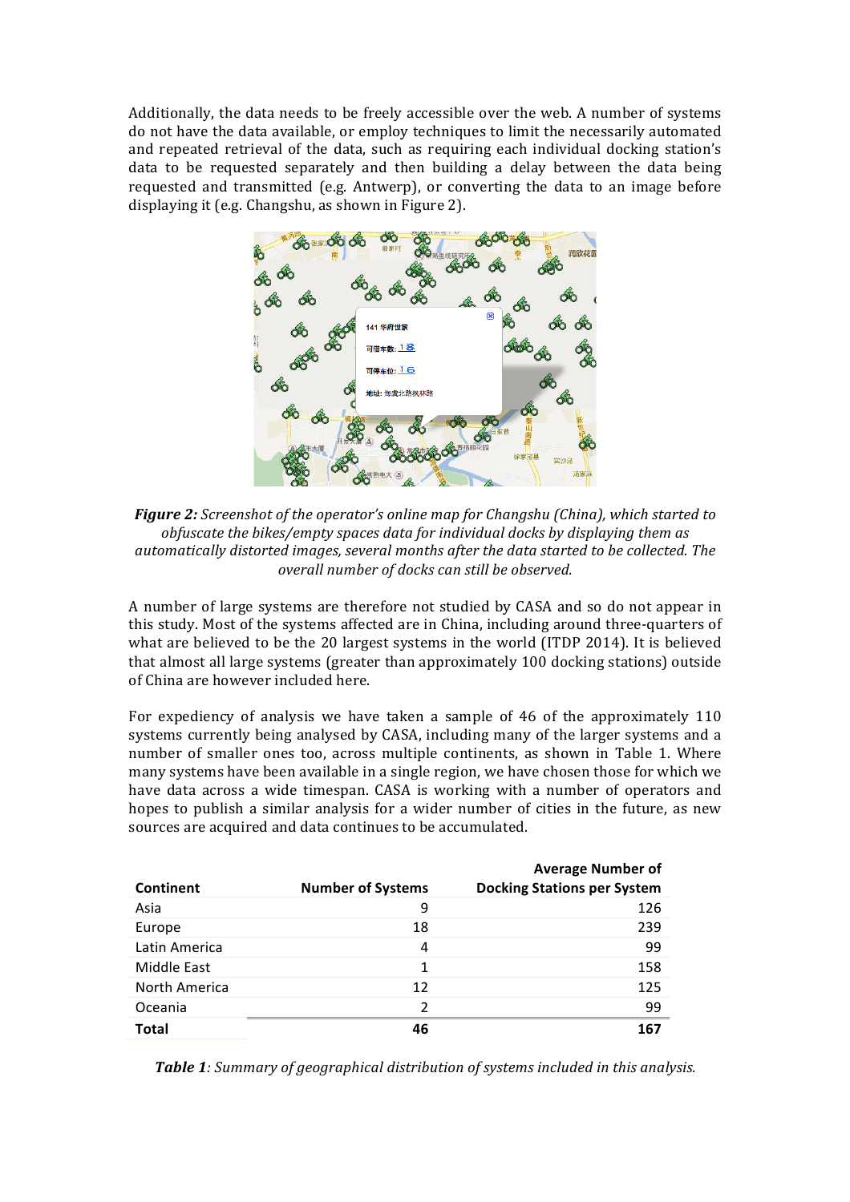Additionally, the data needs to be freely accessible over the web. A number of systems do not have the data available, or employ techniques to limit the necessarily automated and repeated retrieval of the data, such as requiring each individual docking station's data to be requested separately and then building a delay between the data being requested and transmitted (e.g. Antwerp), or converting the data to an image before displaying it (e.g. Changshu, as shown in Figure 2).

***Figure 2:*** *Screenshot of the operator's online map for Changshu (China), which started to obfuscate the bikes/empty spaces data for individual docks by displaying them as automatically distorted images, several months after the data started to be collected. The overall number of docks can still be observed.*

A number of large systems are therefore not studied by CASA and so do not appear in this study. Most of the systems affected are in China, including around three-quarters of what are believed to be the 20 largest systems in the world (ITDP 2014). It is believed that almost all large systems (greater than approximately 100 docking stations) outside of China are however included here.

For expediency of analysis we have taken a sample of 46 of the approximately 110 systems currently being analysed by CASA, including many of the larger systems and a number of smaller ones too, across multiple continents, as shown in Table 1. Where many systems have been available in a single region, we have chosen those for which we have data across a wide timespan. CASA is working with a number of operators and hopes to publish a similar analysis for a wider number of cities in the future, as new sources are acquired and data continues to be accumulated.

| Continent | Number of Systems | Average Number of Docking Stations per System |
|---|---|---|
| Asia | 9 | 126 |
| Europe | 18 | 239 |
| Latin America | 4 | 99 |
| Middle East | 1 | 158 |
| North America | 12 | 125 |
| Oceania | 2 | 99 |
| **Total** | **46** | **167** |

***Table 1****: Summary of geographical distribution of systems included in this analysis.*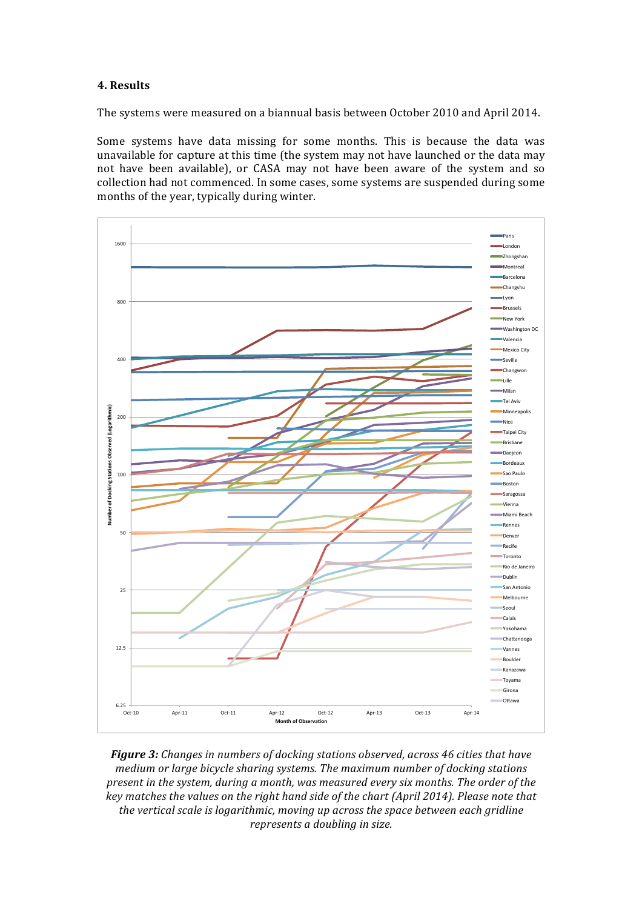## 4. Results

The systems were measured on a biannual basis between October 2010 and April 2014.

Some systems have data missing for some months. This is because the data was unavailable for capture at this time (the system may not have launched or the data may not have been available), or CASA may not have been aware of the system and so collection had not commenced. In some cases, some systems are suspended during some months of the year, typically during winter.

***Figure 3:*** *Changes in numbers of docking stations observed, across 46 cities that have medium or large bicycle sharing systems. The maximum number of docking stations present in the system, during a month, was measured every six months. The order of the key matches the values on the right hand side of the chart (April 2014). Please note that the vertical scale is logarithmic, moving up across the space between each gridline represents a doubling in size.*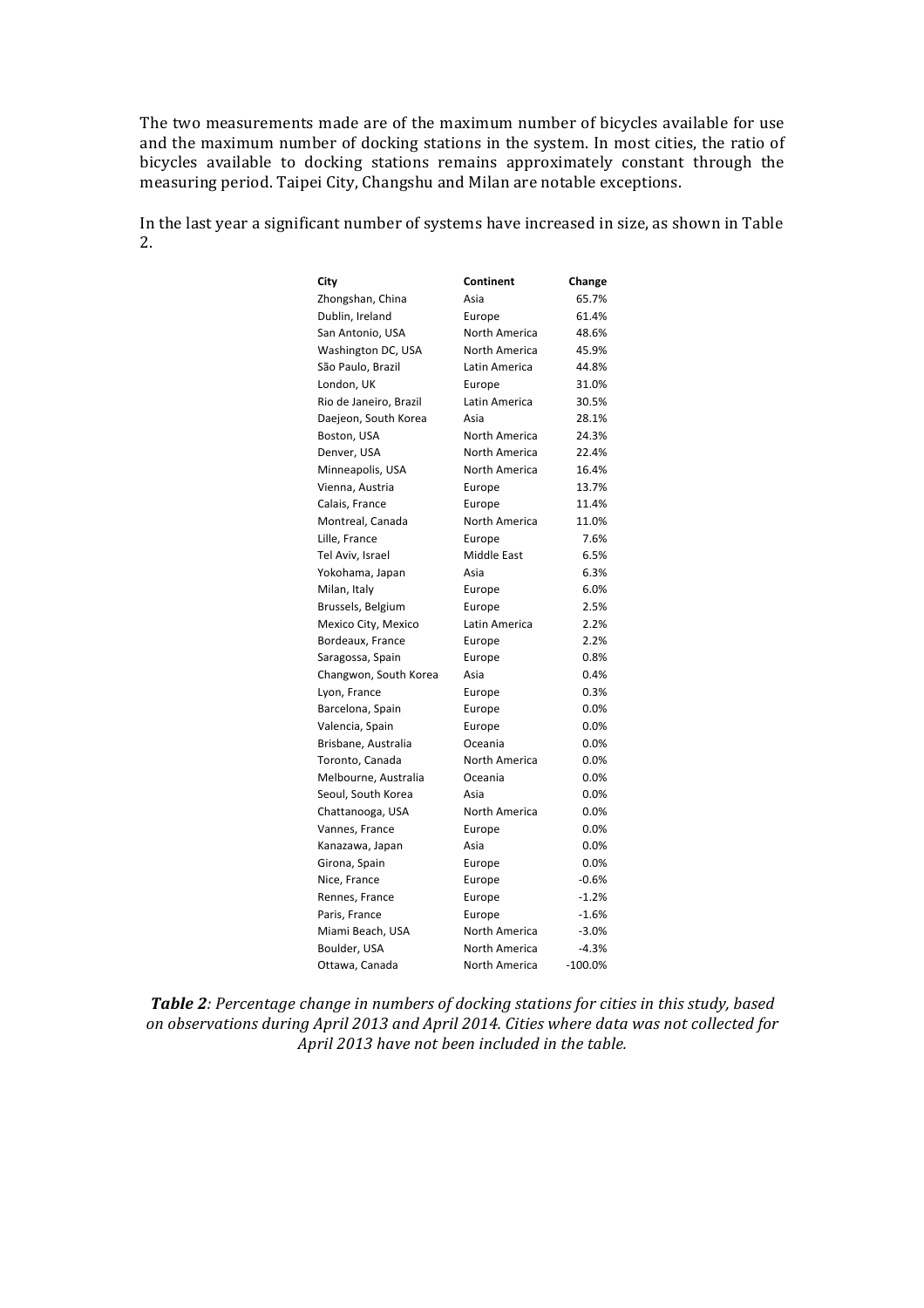The two measurements made are of the maximum number of bicycles available for use and the maximum number of docking stations in the system. In most cities, the ratio of bicycles available to docking stations remains approximately constant through the measuring period. Taipei City, Changshu and Milan are notable exceptions.

In the last year a significant number of systems have increased in size, as shown in Table 2.

| City | Continent | Change |
|---|---|---|
| Zhongshan, China | Asia | 65.7% |
| Dublin, Ireland | Europe | 61.4% |
| San Antonio, USA | North America | 48.6% |
| Washington DC, USA | North America | 45.9% |
| São Paulo, Brazil | Latin America | 44.8% |
| London, UK | Europe | 31.0% |
| Rio de Janeiro, Brazil | Latin America | 30.5% |
| Daejeon, South Korea | Asia | 28.1% |
| Boston, USA | North America | 24.3% |
| Denver, USA | North America | 22.4% |
| Minneapolis, USA | North America | 16.4% |
| Vienna, Austria | Europe | 13.7% |
| Calais, France | Europe | 11.4% |
| Montreal, Canada | North America | 11.0% |
| Lille, France | Europe | 7.6% |
| Tel Aviv, Israel | Middle East | 6.5% |
| Yokohama, Japan | Asia | 6.3% |
| Milan, Italy | Europe | 6.0% |
| Brussels, Belgium | Europe | 2.5% |
| Mexico City, Mexico | Latin America | 2.2% |
| Bordeaux, France | Europe | 2.2% |
| Saragossa, Spain | Europe | 0.8% |
| Changwon, South Korea | Asia | 0.4% |
| Lyon, France | Europe | 0.3% |
| Barcelona, Spain | Europe | 0.0% |
| Valencia, Spain | Europe | 0.0% |
| Brisbane, Australia | Oceania | 0.0% |
| Toronto, Canada | North America | 0.0% |
| Melbourne, Australia | Oceania | 0.0% |
| Seoul, South Korea | Asia | 0.0% |
| Chattanooga, USA | North America | 0.0% |
| Vannes, France | Europe | 0.0% |
| Kanazawa, Japan | Asia | 0.0% |
| Girona, Spain | Europe | 0.0% |
| Nice, France | Europe | -0.6% |
| Rennes, France | Europe | -1.2% |
| Paris, France | Europe | -1.6% |
| Miami Beach, USA | North America | -3.0% |
| Boulder, USA | North America | -4.3% |
| Ottawa, Canada | North America | -100.0% |

***Table 2**: Percentage change in numbers of docking stations for cities in this study, based on observations during April 2013 and April 2014. Cities where data was not collected for April 2013 have not been included in the table.*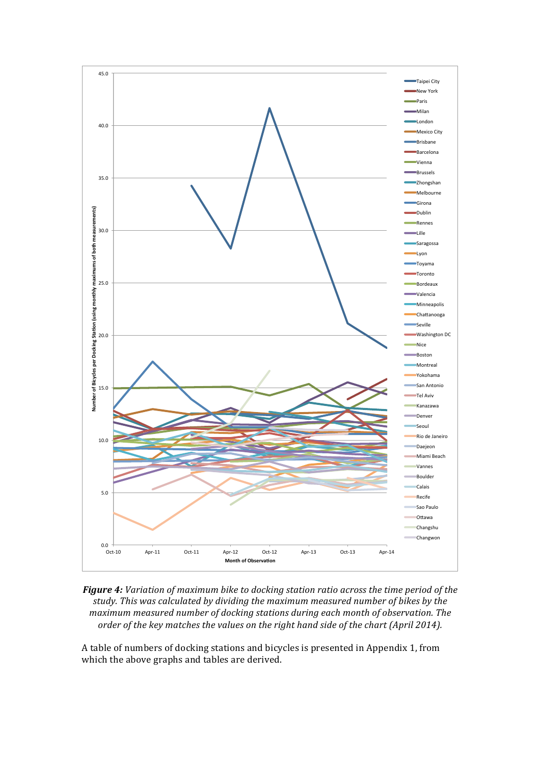***Figure 4:** Variation of maximum bike to docking station ratio across the time period of the study. This was calculated by dividing the maximum measured number of bikes by the maximum measured number of docking stations during each month of observation. The order of the key matches the values on the right hand side of the chart (April 2014).*

A table of numbers of docking stations and bicycles is presented in Appendix 1, from which the above graphs and tables are derived.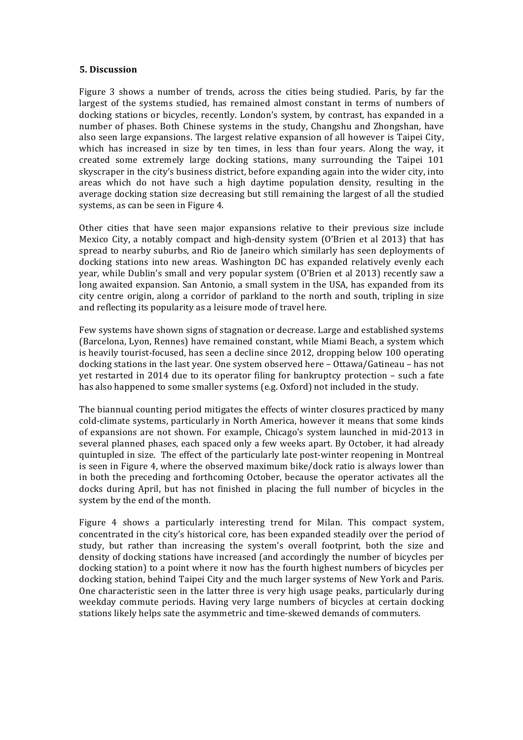## 5. Discussion

Figure 3 shows a number of trends, across the cities being studied. Paris, by far the largest of the systems studied, has remained almost constant in terms of numbers of docking stations or bicycles, recently. London's system, by contrast, has expanded in a number of phases. Both Chinese systems in the study, Changshu and Zhongshan, have also seen large expansions. The largest relative expansion of all however is Taipei City, which has increased in size by ten times, in less than four years. Along the way, it created some extremely large docking stations, many surrounding the Taipei 101 skyscraper in the city's business district, before expanding again into the wider city, into areas which do not have such a high daytime population density, resulting in the average docking station size decreasing but still remaining the largest of all the studied systems, as can be seen in Figure 4.

Other cities that have seen major expansions relative to their previous size include Mexico City, a notably compact and high-density system (O'Brien et al 2013) that has spread to nearby suburbs, and Rio de Janeiro which similarly has seen deployments of docking stations into new areas. Washington DC has expanded relatively evenly each year, while Dublin's small and very popular system (O'Brien et al 2013) recently saw a long awaited expansion. San Antonio, a small system in the USA, has expanded from its city centre origin, along a corridor of parkland to the north and south, tripling in size and reflecting its popularity as a leisure mode of travel here.

Few systems have shown signs of stagnation or decrease. Large and established systems (Barcelona, Lyon, Rennes) have remained constant, while Miami Beach, a system which is heavily tourist-focused, has seen a decline since 2012, dropping below 100 operating docking stations in the last year. One system observed here – Ottawa/Gatineau – has not yet restarted in 2014 due to its operator filing for bankruptcy protection – such a fate has also happened to some smaller systems (e.g. Oxford) not included in the study.

The biannual counting period mitigates the effects of winter closures practiced by many cold-climate systems, particularly in North America, however it means that some kinds of expansions are not shown. For example, Chicago's system launched in mid-2013 in several planned phases, each spaced only a few weeks apart. By October, it had already quintupled in size. The effect of the particularly late post-winter reopening in Montreal is seen in Figure 4, where the observed maximum bike/dock ratio is always lower than in both the preceding and forthcoming October, because the operator activates all the docks during April, but has not finished in placing the full number of bicycles in the system by the end of the month.

Figure 4 shows a particularly interesting trend for Milan. This compact system, concentrated in the city's historical core, has been expanded steadily over the period of study, but rather than increasing the system's overall footprint, both the size and density of docking stations have increased (and accordingly the number of bicycles per docking station) to a point where it now has the fourth highest numbers of bicycles per docking station, behind Taipei City and the much larger systems of New York and Paris. One characteristic seen in the latter three is very high usage peaks, particularly during weekday commute periods. Having very large numbers of bicycles at certain docking stations likely helps sate the asymmetric and time-skewed demands of commuters.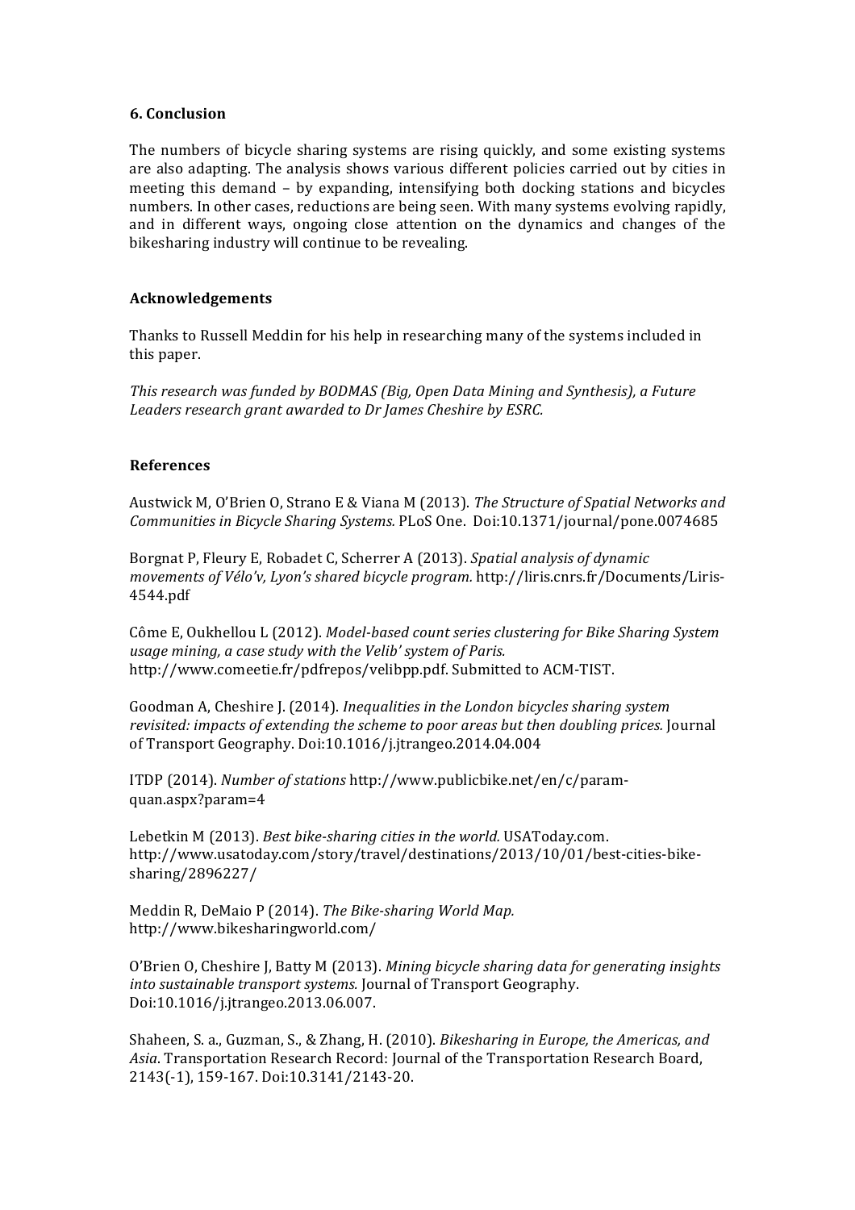## 6. Conclusion

The numbers of bicycle sharing systems are rising quickly, and some existing systems are also adapting. The analysis shows various different policies carried out by cities in meeting this demand – by expanding, intensifying both docking stations and bicycles numbers. In other cases, reductions are being seen. With many systems evolving rapidly, and in different ways, ongoing close attention on the dynamics and changes of the bikesharing industry will continue to be revealing.

## Acknowledgements

Thanks to Russell Meddin for his help in researching many of the systems included in this paper.

*This research was funded by BODMAS (Big, Open Data Mining and Synthesis), a Future Leaders research grant awarded to Dr James Cheshire by ESRC.*

## References

Austwick M, O'Brien O, Strano E & Viana M (2013). *The Structure of Spatial Networks and Communities in Bicycle Sharing Systems.* PLoS One. Doi:10.1371/journal/pone.0074685

Borgnat P, Fleury E, Robadet C, Scherrer A (2013). *Spatial analysis of dynamic movements of Vélo'v, Lyon's shared bicycle program.* http://liris.cnrs.fr/Documents/Liris-4544.pdf

Côme E, Oukhellou L (2012). *Model-based count series clustering for Bike Sharing System usage mining, a case study with the Velib' system of Paris.* http://www.comeetie.fr/pdfrepos/velibpp.pdf. Submitted to ACM-TIST.

Goodman A, Cheshire J. (2014). *Inequalities in the London bicycles sharing system revisited: impacts of extending the scheme to poor areas but then doubling prices.* Journal of Transport Geography. Doi:10.1016/j.jtrangeo.2014.04.004

ITDP (2014). *Number of stations* http://www.publicbike.net/en/c/param-quan.aspx?param=4

Lebetkin M (2013). *Best bike-sharing cities in the world.* USAToday.com. http://www.usatoday.com/story/travel/destinations/2013/10/01/best-cities-bike-sharing/2896227/

Meddin R, DeMaio P (2014). *The Bike-sharing World Map.* http://www.bikesharingworld.com/

O'Brien O, Cheshire J, Batty M (2013). *Mining bicycle sharing data for generating insights into sustainable transport systems.* Journal of Transport Geography. Doi:10.1016/j.jtrangeo.2013.06.007.

Shaheen, S. a., Guzman, S., & Zhang, H. (2010). *Bikesharing in Europe, the Americas, and Asia*. Transportation Research Record: Journal of the Transportation Research Board, 2143(-1), 159-167. Doi:10.3141/2143-20.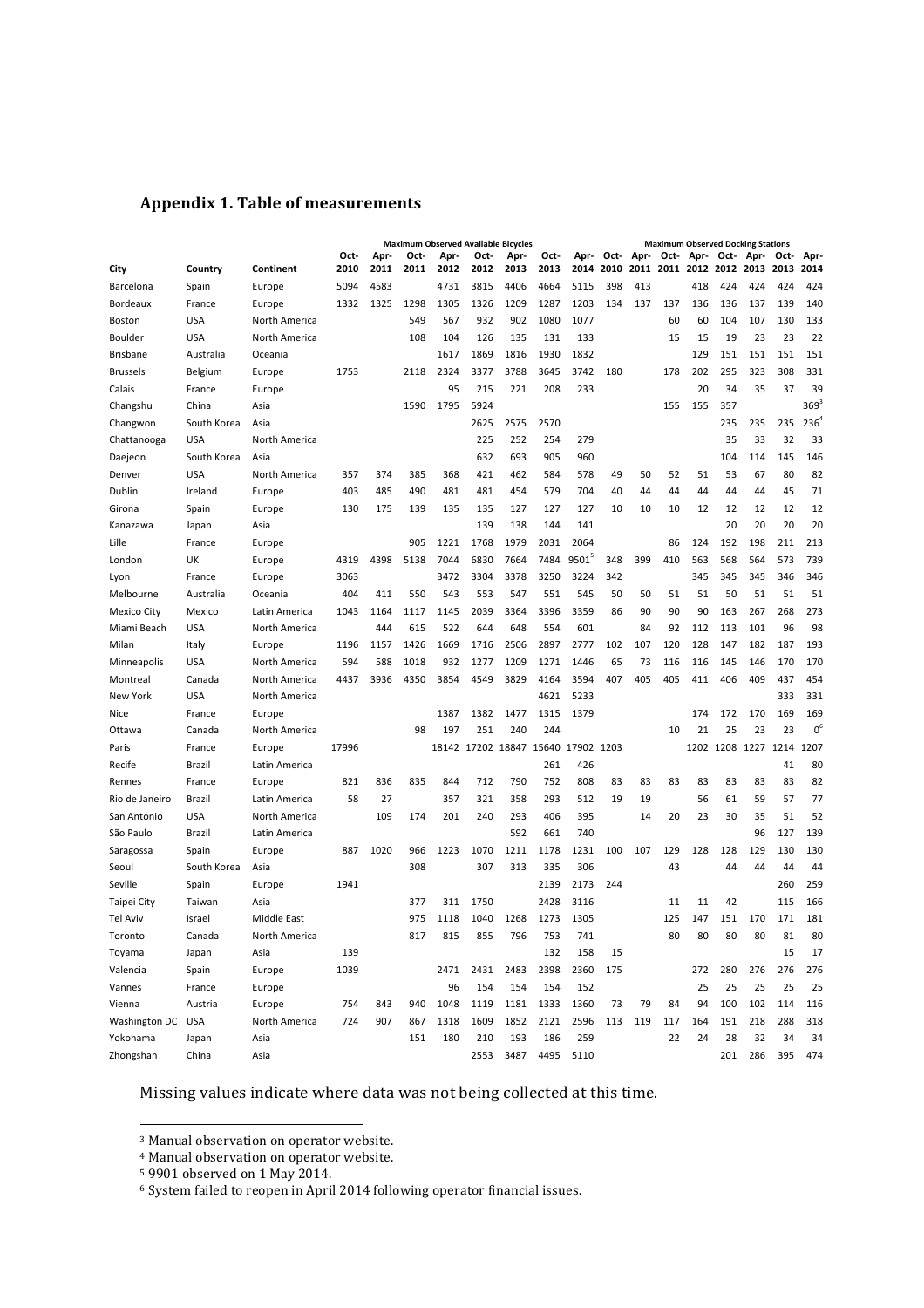## Appendix 1. Table of measurements

| | | | Maximum Observed Available Bicycles | | | | | | | | Maximum Observed Docking Stations | | | | | | | |
|---|---|---|---|---|---|---|---|---|---|---|---|---|---|---|---|---|---|---|
| City | Country | Continent | Oct-2010 | Apr-2011 | Oct-2011 | Apr-2012 | Oct-2012 | Apr-2013 | Oct-2013 | Apr-2014 | Oct-2010 | Apr-2011 | Oct-2011 | Apr-2012 | Oct-2012 | Apr-2013 | Oct-2013 | Apr-2014 |
| Barcelona | Spain | Europe | 5094 | 4583 | | 4731 | 3815 | 4406 | 4664 | 5115 | 398 | 413 | | 418 | 424 | 424 | 424 | 424 |
| Bordeaux | France | Europe | 1332 | 1325 | 1298 | 1305 | 1326 | 1209 | 1287 | 1203 | 134 | 137 | 137 | 136 | 136 | 137 | 139 | 140 |
| Boston | USA | North America | | | 549 | 567 | 932 | 902 | 1080 | 1077 | | | 60 | 60 | 104 | 107 | 130 | 133 |
| Boulder | USA | North America | | | 108 | 104 | 126 | 135 | 131 | 133 | | | 15 | 15 | 19 | 23 | 23 | 22 |
| Brisbane | Australia | Oceania | | | | 1617 | 1869 | 1816 | 1930 | 1832 | | | | 129 | 151 | 151 | 151 | 151 |
| Brussels | Belgium | Europe | 1753 | | 2118 | 2324 | 3377 | 3788 | 3645 | 3742 | 180 | | 178 | 202 | 295 | 323 | 308 | 331 |
| Calais | France | Europe | | | | 95 | 215 | 221 | 208 | 233 | | | | 20 | 34 | 35 | 37 | 39 |
| Changshu | China | Asia | | | 1590 | 1795 | 5924 | | | | | | 155 | 155 | 357 | | | 369[3] |
| Changwon | South Korea | Asia | | | | | 2625 | 2575 | 2570 | | | | | | 235 | 235 | 235 | 236[4] |
| Chattanooga | USA | North America | | | | | 225 | 252 | 254 | 279 | | | | | 35 | 33 | 32 | 33 |
| Daejeon | South Korea | Asia | | | | | 632 | 693 | 905 | 960 | | | | | 104 | 114 | 145 | 146 |
| Denver | USA | North America | 357 | 374 | 385 | 368 | 421 | 462 | 584 | 578 | 49 | 50 | 52 | 51 | 53 | 67 | 80 | 82 |
| Dublin | Ireland | Europe | 403 | 485 | 490 | 481 | 481 | 454 | 579 | 704 | 40 | 44 | 44 | 44 | 44 | 44 | 45 | 71 |
| Girona | Spain | Europe | 130 | 175 | 139 | 135 | 135 | 127 | 127 | 127 | 10 | 10 | 10 | 12 | 12 | 12 | 12 | 12 |
| Kanazawa | Japan | Asia | | | | | 139 | 138 | 144 | 141 | | | | | 20 | 20 | 20 | 20 |
| Lille | France | Europe | | | 905 | 1221 | 1768 | 1979 | 2031 | 2064 | | | 86 | 124 | 192 | 198 | 211 | 213 |
| London | UK | Europe | 4319 | 4398 | 5138 | 7044 | 6830 | 7664 | 7484 | 9501[5] | 348 | 399 | 410 | 563 | 568 | 564 | 573 | 739 |
| Lyon | France | Europe | 3063 | | | 3472 | 3304 | 3378 | 3250 | 3224 | 342 | | | 345 | 345 | 345 | 346 | 346 |
| Melbourne | Australia | Oceania | 404 | 411 | 550 | 543 | 553 | 547 | 551 | 545 | 50 | 50 | 51 | 51 | 50 | 51 | 51 | 51 |
| Mexico City | Mexico | Latin America | 1043 | 1164 | 1117 | 1145 | 2039 | 3364 | 3396 | 3359 | 86 | 90 | 90 | 90 | 163 | 267 | 268 | 273 |
| Miami Beach | USA | North America | | 444 | 615 | 522 | 644 | 648 | 554 | 601 | | 84 | 92 | 112 | 113 | 101 | 96 | 98 |
| Milan | Italy | Europe | 1196 | 1157 | 1426 | 1669 | 1716 | 2506 | 2897 | 2777 | 102 | 107 | 120 | 128 | 147 | 182 | 187 | 193 |
| Minneapolis | USA | North America | 594 | 588 | 1018 | 932 | 1277 | 1209 | 1271 | 1446 | 65 | 73 | 116 | 116 | 145 | 146 | 170 | 170 |
| Montreal | Canada | North America | 4437 | 3936 | 4350 | 3854 | 4549 | 3829 | 4164 | 3594 | 407 | 405 | 405 | 411 | 406 | 409 | 437 | 454 |
| New York | USA | North America | | | | | | | 4621 | 5233 | | | | | | | 333 | 331 |
| Nice | France | Europe | | | | 1387 | 1382 | 1477 | 1315 | 1379 | | | | 174 | 172 | 170 | 169 | 169 |
| Ottawa | Canada | North America | | | 98 | 197 | 251 | 240 | 244 | | | | 10 | 21 | 25 | 23 | 23 | 0[6] |
| Paris | France | Europe | 17996 | | | 18142 | 17202 | 18847 | 15640 | 17902 | 1203 | | | 1202 | 1208 | 1227 | 1214 | 1207 |
| Recife | Brazil | Latin America | | | | | | | 261 | 426 | | | | | | | 41 | 80 |
| Rennes | France | Europe | 821 | 836 | 835 | 844 | 712 | 790 | 752 | 808 | 83 | 83 | 83 | 83 | 83 | 83 | 83 | 82 |
| Rio de Janeiro | Brazil | Latin America | 58 | 27 | | 357 | 321 | 358 | 293 | 512 | 19 | 19 | | 56 | 61 | 59 | 57 | 77 |
| San Antonio | USA | North America | | 109 | 174 | 201 | 240 | 293 | 406 | 395 | | 14 | 20 | 23 | 30 | 35 | 51 | 52 |
| São Paulo | Brazil | Latin America | | | | | | 592 | 661 | 740 | | | | | | 96 | 127 | 139 |
| Saragossa | Spain | Europe | 887 | 1020 | 966 | 1223 | 1070 | 1211 | 1178 | 1231 | 100 | 107 | 129 | 128 | 128 | 129 | 130 | 130 |
| Seoul | South Korea | Asia | | | 308 | | 307 | 313 | 335 | 306 | | | 43 | | 44 | 44 | 44 | 44 |
| Seville | Spain | Europe | 1941 | | | | | | 2139 | 2173 | 244 | | | | | | 260 | 259 |
| Taipei City | Taiwan | Asia | | | 377 | 311 | 1750 | | 2428 | 3116 | | | 11 | 11 | 42 | | 115 | 166 |
| Tel Aviv | Israel | Middle East | | | 975 | 1118 | 1040 | 1268 | 1273 | 1305 | | | 125 | 147 | 151 | 170 | 171 | 181 |
| Toronto | Canada | North America | | | 817 | 815 | 855 | 796 | 753 | 741 | | | 80 | 80 | 80 | 80 | 81 | 80 |
| Toyama | Japan | Asia | 139 | | | | | | 132 | 158 | 15 | | | | | | 15 | 17 |
| Valencia | Spain | Europe | 1039 | | | 2471 | 2431 | 2483 | 2398 | 2360 | 175 | | | 272 | 280 | 276 | 276 | 276 |
| Vannes | France | Europe | | | | 96 | 154 | 154 | 154 | 152 | | | | 25 | 25 | 25 | 25 | 25 |
| Vienna | Austria | Europe | 754 | 843 | 940 | 1048 | 1119 | 1181 | 1333 | 1360 | 73 | 79 | 84 | 94 | 100 | 102 | 114 | 116 |
| Washington DC | USA | North America | 724 | 907 | 867 | 1318 | 1609 | 1852 | 2121 | 2596 | 113 | 119 | 117 | 164 | 191 | 218 | 288 | 318 |
| Yokohama | Japan | Asia | | | 151 | 180 | 210 | 193 | 186 | 259 | | | 22 | 24 | 28 | 32 | 34 | 34 |
| Zhongshan | China | Asia | | | | | 2553 | 3487 | 4495 | 5110 | | | | | 201 | 286 | 395 | 474 |

Missing values indicate where data was not being collected at this time.

---

[3] Manual observation on operator website.

[4] Manual observation on operator website.

[5] 9901 observed on 1 May 2014.

[6] System failed to reopen in April 2014 following operator financial issues.